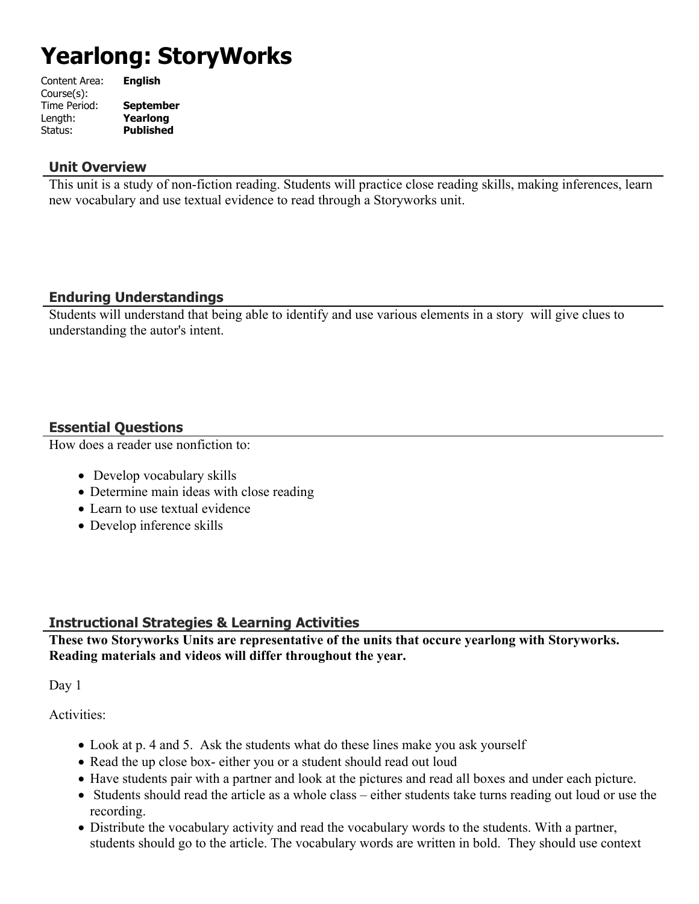# Yearlong: StoryWorks

Content Area: **English**
Course(s):
Time Period: **September**
Length: **Yearlong**
Status: **Published**

## Unit Overview

This unit is a study of non-fiction reading. Students will practice close reading skills, making inferences, learn new vocabulary and use textual evidence to read through a Storyworks unit.

## Enduring Understandings

Students will understand that being able to identify and use various elements in a story will give clues to understanding the autor's intent.

## Essential Questions

How does a reader use nonfiction to:

- Develop vocabulary skills
- Determine main ideas with close reading
- Learn to use textual evidence
- Develop inference skills

## Instructional Strategies & Learning Activities

**These two Storyworks Units are representative of the units that occure yearlong with Storyworks. Reading materials and videos will differ throughout the year.**

Day 1

Activities:

- Look at p. 4 and 5. Ask the students what do these lines make you ask yourself
- Read the up close box- either you or a student should read out loud
- Have students pair with a partner and look at the pictures and read all boxes and under each picture.
- Students should read the article as a whole class – either students take turns reading out loud or use the recording.
- Distribute the vocabulary activity and read the vocabulary words to the students. With a partner, students should go to the article. The vocabulary words are written in bold. They should use context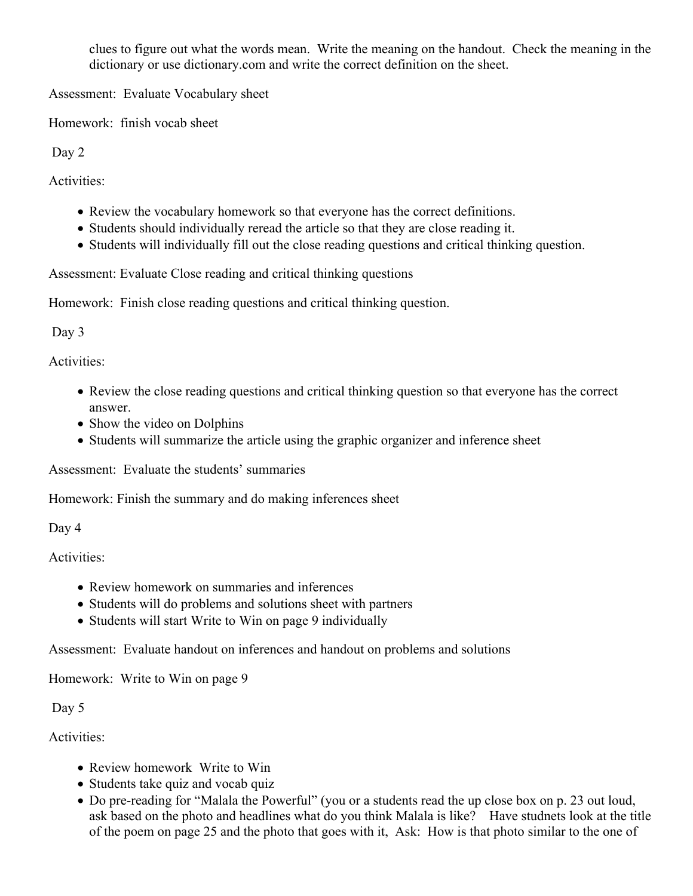clues to figure out what the words mean. Write the meaning on the handout. Check the meaning in the dictionary or use dictionary.com and write the correct definition on the sheet.

Assessment: Evaluate Vocabulary sheet

Homework: finish vocab sheet

Day 2

Activities:

- Review the vocabulary homework so that everyone has the correct definitions.
- Students should individually reread the article so that they are close reading it.
- Students will individually fill out the close reading questions and critical thinking question.

Assessment: Evaluate Close reading and critical thinking questions

Homework: Finish close reading questions and critical thinking question.

Day 3

Activities:

- Review the close reading questions and critical thinking question so that everyone has the correct answer.
- Show the video on Dolphins
- Students will summarize the article using the graphic organizer and inference sheet

Assessment: Evaluate the students' summaries

Homework: Finish the summary and do making inferences sheet

Day 4

Activities:

- Review homework on summaries and inferences
- Students will do problems and solutions sheet with partners
- Students will start Write to Win on page 9 individually

Assessment: Evaluate handout on inferences and handout on problems and solutions

Homework: Write to Win on page 9

Day 5

Activities:

- Review homework Write to Win
- Students take quiz and vocab quiz
- Do pre-reading for "Malala the Powerful" (you or a students read the up close box on p. 23 out loud, ask based on the photo and headlines what do you think Malala is like? Have studnets look at the title of the poem on page 25 and the photo that goes with it, Ask: How is that photo similar to the one of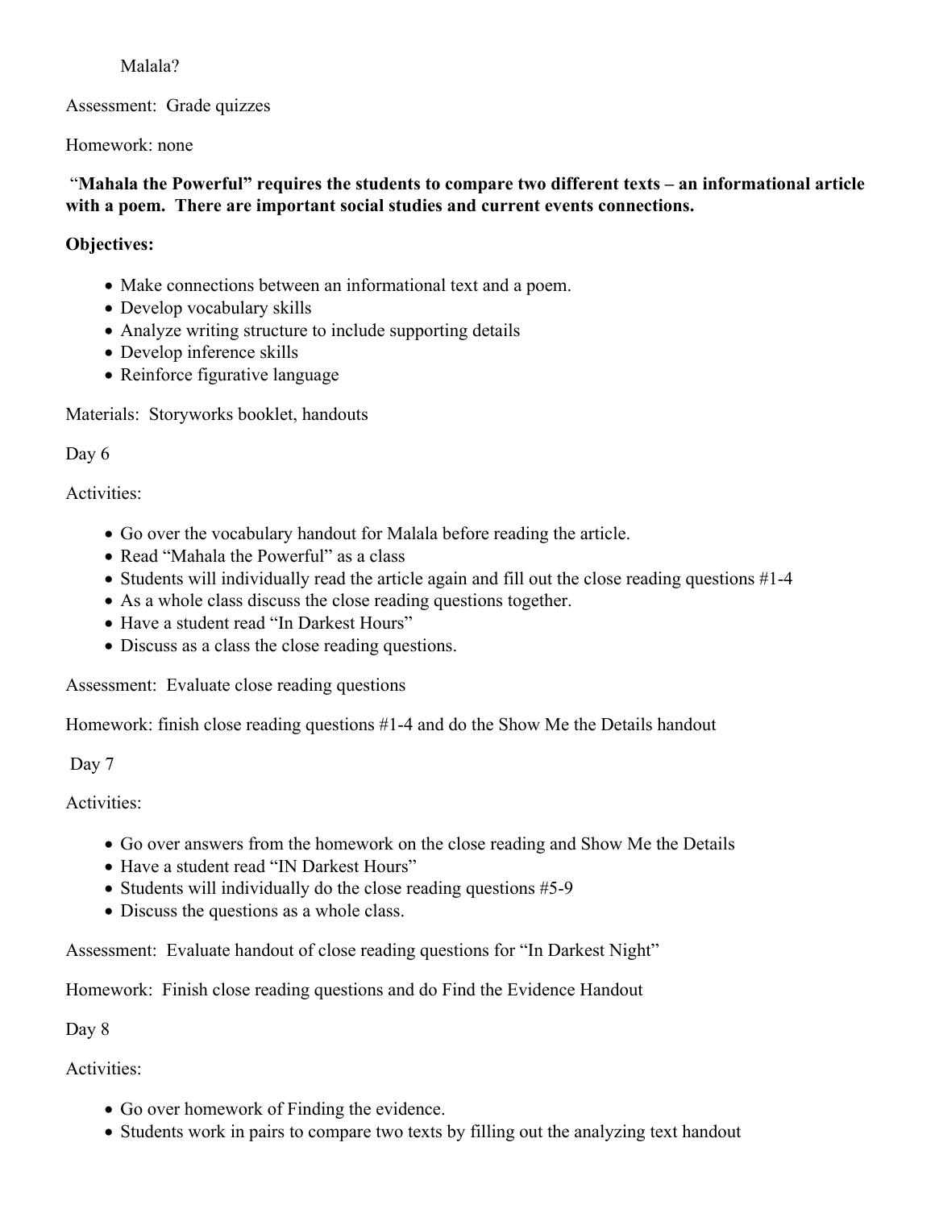Malala?

Assessment: Grade quizzes

Homework: none

**"Mahala the Powerful" requires the students to compare two different texts – an informational article with a poem. There are important social studies and current events connections.**

**Objectives:**

- Make connections between an informational text and a poem.
- Develop vocabulary skills
- Analyze writing structure to include supporting details
- Develop inference skills
- Reinforce figurative language

Materials: Storyworks booklet, handouts

Day 6

Activities:

- Go over the vocabulary handout for Malala before reading the article.
- Read "Mahala the Powerful" as a class
- Students will individually read the article again and fill out the close reading questions #1-4
- As a whole class discuss the close reading questions together.
- Have a student read "In Darkest Hours"
- Discuss as a class the close reading questions.

Assessment: Evaluate close reading questions

Homework: finish close reading questions #1-4 and do the Show Me the Details handout

Day 7

Activities:

- Go over answers from the homework on the close reading and Show Me the Details
- Have a student read "IN Darkest Hours"
- Students will individually do the close reading questions #5-9
- Discuss the questions as a whole class.

Assessment: Evaluate handout of close reading questions for "In Darkest Night"

Homework: Finish close reading questions and do Find the Evidence Handout

Day 8

Activities:

- Go over homework of Finding the evidence.
- Students work in pairs to compare two texts by filling out the analyzing text handout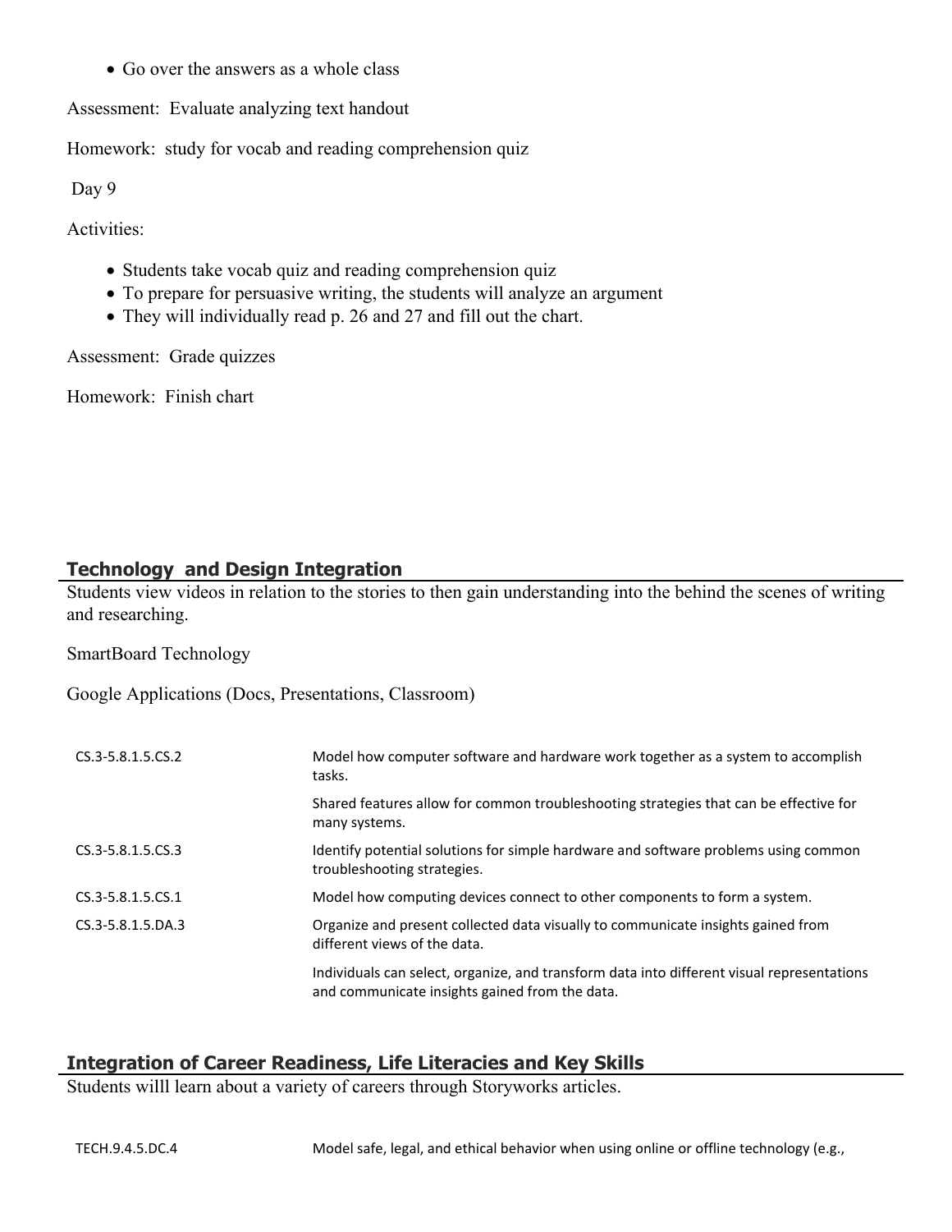- Go over the answers as a whole class

Assessment: Evaluate analyzing text handout

Homework: study for vocab and reading comprehension quiz

Day 9

Activities:

- Students take vocab quiz and reading comprehension quiz
- To prepare for persuasive writing, the students will analyze an argument
- They will individually read p. 26 and 27 and fill out the chart.

Assessment: Grade quizzes

Homework: Finish chart

## Technology and Design Integration

Students view videos in relation to the stories to then gain understanding into the behind the scenes of writing and researching.

SmartBoard Technology

Google Applications (Docs, Presentations, Classroom)

| | |
|---|---|
| CS.3-5.8.1.5.CS.2 | Model how computer software and hardware work together as a system to accomplish tasks. |
| | Shared features allow for common troubleshooting strategies that can be effective for many systems. |
| CS.3-5.8.1.5.CS.3 | Identify potential solutions for simple hardware and software problems using common troubleshooting strategies. |
| CS.3-5.8.1.5.CS.1 | Model how computing devices connect to other components to form a system. |
| CS.3-5.8.1.5.DA.3 | Organize and present collected data visually to communicate insights gained from different views of the data. |
| | Individuals can select, organize, and transform data into different visual representations and communicate insights gained from the data. |

## Integration of Career Readiness, Life Literacies and Key Skills

Students willl learn about a variety of careers through Storyworks articles.

| | |
|---|---|
| TECH.9.4.5.DC.4 | Model safe, legal, and ethical behavior when using online or offline technology (e.g., |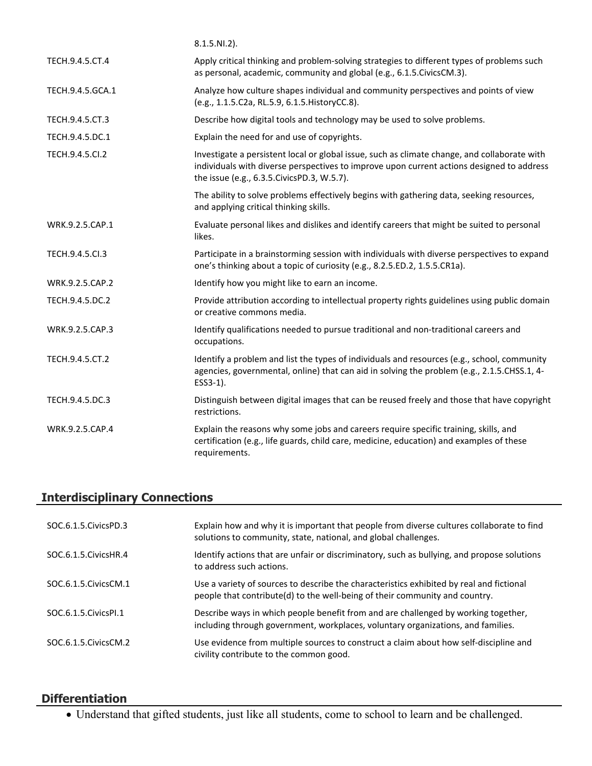| | |
|---|---|
| | 8.1.5.NI.2). |
| TECH.9.4.5.CT.4 | Apply critical thinking and problem-solving strategies to different types of problems such as personal, academic, community and global (e.g., 6.1.5.CivicsCM.3). |
| TECH.9.4.5.GCA.1 | Analyze how culture shapes individual and community perspectives and points of view (e.g., 1.1.5.C2a, RL.5.9, 6.1.5.HistoryCC.8). |
| TECH.9.4.5.CT.3 | Describe how digital tools and technology may be used to solve problems. |
| TECH.9.4.5.DC.1 | Explain the need for and use of copyrights. |
| TECH.9.4.5.CI.2 | Investigate a persistent local or global issue, such as climate change, and collaborate with individuals with diverse perspectives to improve upon current actions designed to address the issue (e.g., 6.3.5.CivicsPD.3, W.5.7). |
| | The ability to solve problems effectively begins with gathering data, seeking resources, and applying critical thinking skills. |
| WRK.9.2.5.CAP.1 | Evaluate personal likes and dislikes and identify careers that might be suited to personal likes. |
| TECH.9.4.5.CI.3 | Participate in a brainstorming session with individuals with diverse perspectives to expand one's thinking about a topic of curiosity (e.g., 8.2.5.ED.2, 1.5.5.CR1a). |
| WRK.9.2.5.CAP.2 | Identify how you might like to earn an income. |
| TECH.9.4.5.DC.2 | Provide attribution according to intellectual property rights guidelines using public domain or creative commons media. |
| WRK.9.2.5.CAP.3 | Identify qualifications needed to pursue traditional and non-traditional careers and occupations. |
| TECH.9.4.5.CT.2 | Identify a problem and list the types of individuals and resources (e.g., school, community agencies, governmental, online) that can aid in solving the problem (e.g., 2.1.5.CHSS.1, 4-ESS3-1). |
| TECH.9.4.5.DC.3 | Distinguish between digital images that can be reused freely and those that have copyright restrictions. |
| WRK.9.2.5.CAP.4 | Explain the reasons why some jobs and careers require specific training, skills, and certification (e.g., life guards, child care, medicine, education) and examples of these requirements. |

## Interdisciplinary Connections

| | |
|---|---|
| SOC.6.1.5.CivicsPD.3 | Explain how and why it is important that people from diverse cultures collaborate to find solutions to community, state, national, and global challenges. |
| SOC.6.1.5.CivicsHR.4 | Identify actions that are unfair or discriminatory, such as bullying, and propose solutions to address such actions. |
| SOC.6.1.5.CivicsCM.1 | Use a variety of sources to describe the characteristics exhibited by real and fictional people that contribute(d) to the well-being of their community and country. |
| SOC.6.1.5.CivicsPI.1 | Describe ways in which people benefit from and are challenged by working together, including through government, workplaces, voluntary organizations, and families. |
| SOC.6.1.5.CivicsCM.2 | Use evidence from multiple sources to construct a claim about how self-discipline and civility contribute to the common good. |

## Differentiation

- Understand that gifted students, just like all students, come to school to learn and be challenged.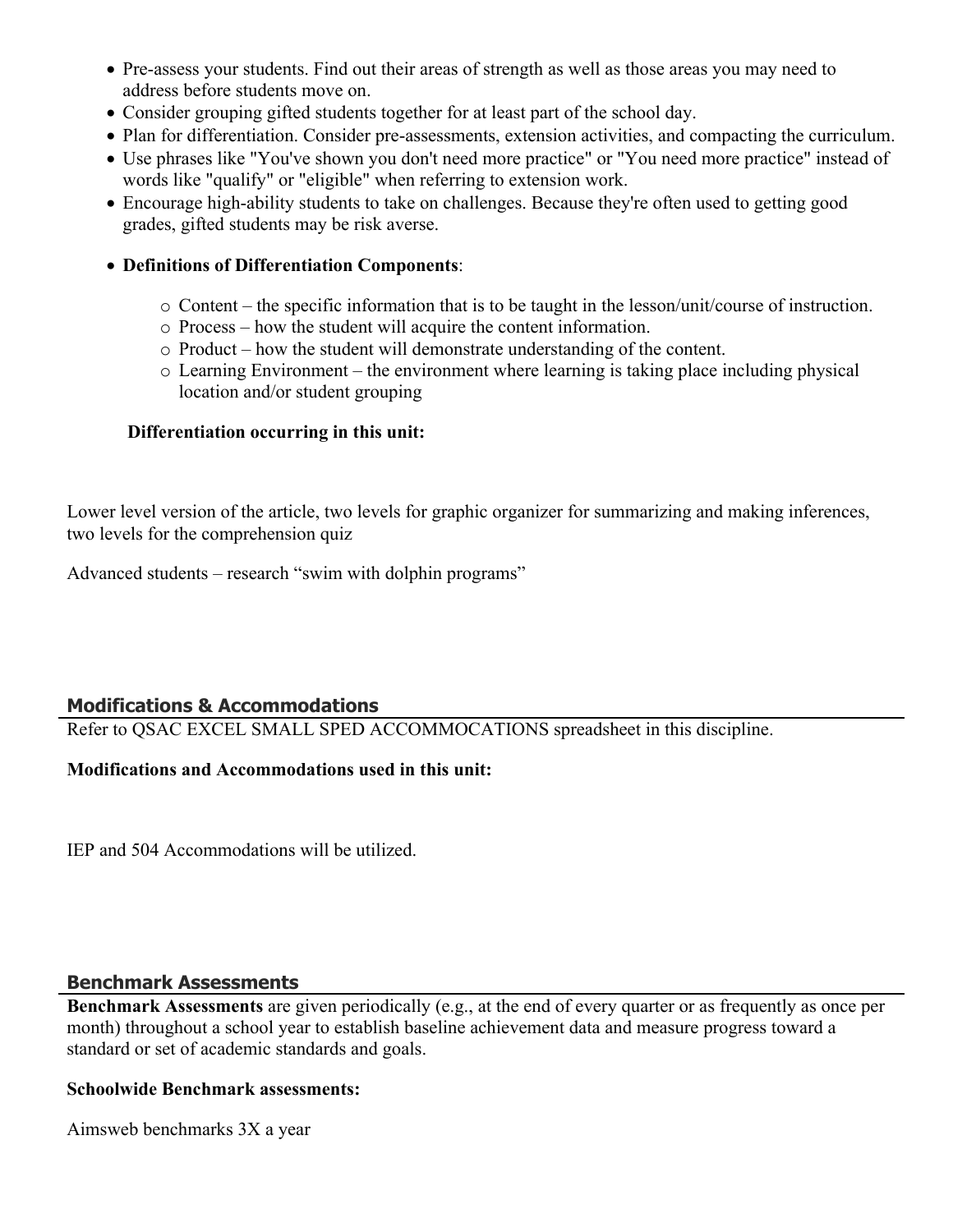- Pre-assess your students. Find out their areas of strength as well as those areas you may need to address before students move on.
- Consider grouping gifted students together for at least part of the school day.
- Plan for differentiation. Consider pre-assessments, extension activities, and compacting the curriculum.
- Use phrases like "You've shown you don't need more practice" or "You need more practice" instead of words like "qualify" or "eligible" when referring to extension work.
- Encourage high-ability students to take on challenges. Because they're often used to getting good grades, gifted students may be risk averse.
- **Definitions of Differentiation Components**:
    - Content – the specific information that is to be taught in the lesson/unit/course of instruction.
    - Process – how the student will acquire the content information.
    - Product – how the student will demonstrate understanding of the content.
    - Learning Environment – the environment where learning is taking place including physical location and/or student grouping

**Differentiation occurring in this unit:**

Lower level version of the article, two levels for graphic organizer for summarizing and making inferences, two levels for the comprehension quiz

Advanced students – research "swim with dolphin programs"

## Modifications & Accommodations

Refer to QSAC EXCEL SMALL SPED ACCOMMOCATIONS spreadsheet in this discipline.

**Modifications and Accommodations used in this unit:**

IEP and 504 Accommodations will be utilized.

## Benchmark Assessments

**Benchmark Assessments** are given periodically (e.g., at the end of every quarter or as frequently as once per month) throughout a school year to establish baseline achievement data and measure progress toward a standard or set of academic standards and goals.

**Schoolwide Benchmark assessments:**

Aimsweb benchmarks 3X a year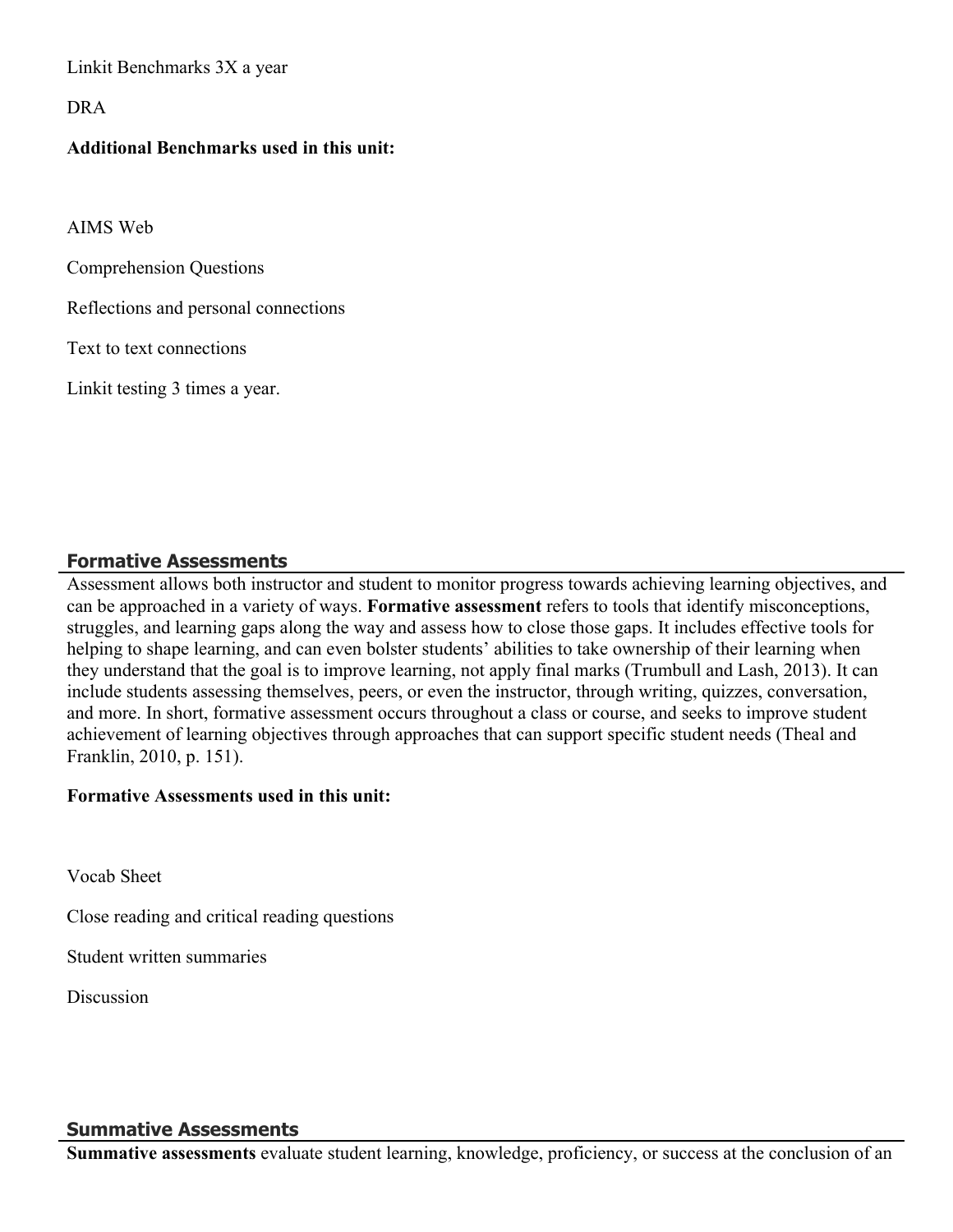Linkit Benchmarks 3X a year

DRA

**Additional Benchmarks used in this unit:**

AIMS Web

Comprehension Questions

Reflections and personal connections

Text to text connections

Linkit testing 3 times a year.

## Formative Assessments

Assessment allows both instructor and student to monitor progress towards achieving learning objectives, and can be approached in a variety of ways. **Formative assessment** refers to tools that identify misconceptions, struggles, and learning gaps along the way and assess how to close those gaps. It includes effective tools for helping to shape learning, and can even bolster students' abilities to take ownership of their learning when they understand that the goal is to improve learning, not apply final marks (Trumbull and Lash, 2013). It can include students assessing themselves, peers, or even the instructor, through writing, quizzes, conversation, and more. In short, formative assessment occurs throughout a class or course, and seeks to improve student achievement of learning objectives through approaches that can support specific student needs (Theal and Franklin, 2010, p. 151).

**Formative Assessments used in this unit:**

Vocab Sheet

Close reading and critical reading questions

Student written summaries

Discussion

## Summative Assessments

**Summative assessments** evaluate student learning, knowledge, proficiency, or success at the conclusion of an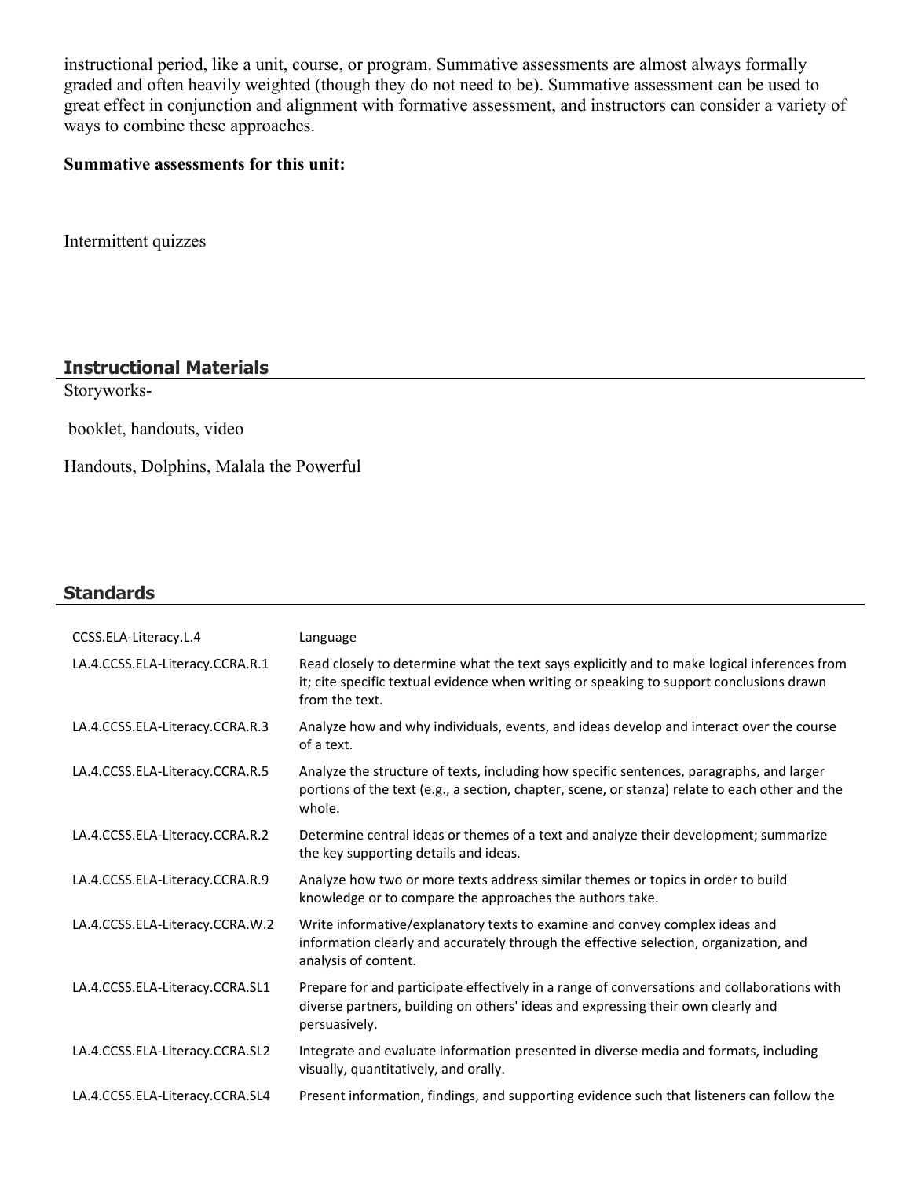instructional period, like a unit, course, or program. Summative assessments are almost always formally graded and often heavily weighted (though they do not need to be). Summative assessment can be used to great effect in conjunction and alignment with formative assessment, and instructors can consider a variety of ways to combine these approaches.

**Summative assessments for this unit:**

Intermittent quizzes

## Instructional Materials

Storyworks-

booklet, handouts, video

Handouts, Dolphins, Malala the Powerful

## Standards

| | |
|---|---|
| CCSS.ELA-Literacy.L.4 | Language |
| LA.4.CCSS.ELA-Literacy.CCRA.R.1 | Read closely to determine what the text says explicitly and to make logical inferences from it; cite specific textual evidence when writing or speaking to support conclusions drawn from the text. |
| LA.4.CCSS.ELA-Literacy.CCRA.R.3 | Analyze how and why individuals, events, and ideas develop and interact over the course of a text. |
| LA.4.CCSS.ELA-Literacy.CCRA.R.5 | Analyze the structure of texts, including how specific sentences, paragraphs, and larger portions of the text (e.g., a section, chapter, scene, or stanza) relate to each other and the whole. |
| LA.4.CCSS.ELA-Literacy.CCRA.R.2 | Determine central ideas or themes of a text and analyze their development; summarize the key supporting details and ideas. |
| LA.4.CCSS.ELA-Literacy.CCRA.R.9 | Analyze how two or more texts address similar themes or topics in order to build knowledge or to compare the approaches the authors take. |
| LA.4.CCSS.ELA-Literacy.CCRA.W.2 | Write informative/explanatory texts to examine and convey complex ideas and information clearly and accurately through the effective selection, organization, and analysis of content. |
| LA.4.CCSS.ELA-Literacy.CCRA.SL1 | Prepare for and participate effectively in a range of conversations and collaborations with diverse partners, building on others' ideas and expressing their own clearly and persuasively. |
| LA.4.CCSS.ELA-Literacy.CCRA.SL2 | Integrate and evaluate information presented in diverse media and formats, including visually, quantitatively, and orally. |
| LA.4.CCSS.ELA-Literacy.CCRA.SL4 | Present information, findings, and supporting evidence such that listeners can follow the |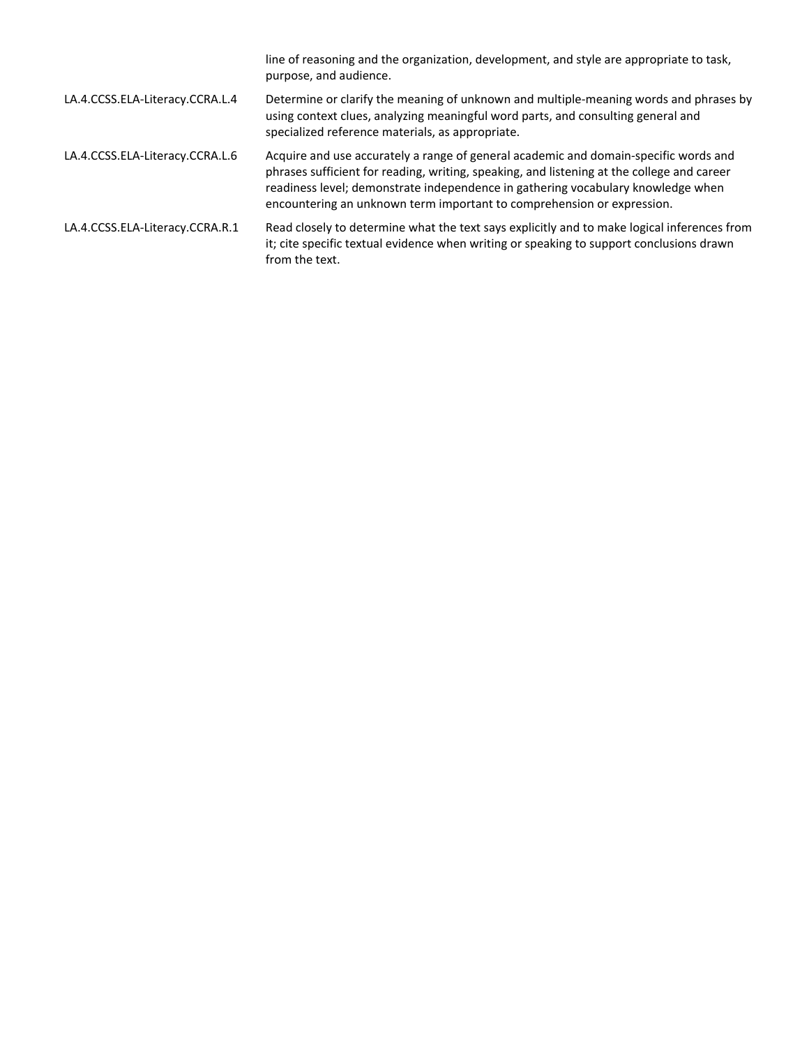| | |
|---|---|
| | line of reasoning and the organization, development, and style are appropriate to task, purpose, and audience. |
| LA.4.CCSS.ELA-Literacy.CCRA.L.4 | Determine or clarify the meaning of unknown and multiple-meaning words and phrases by using context clues, analyzing meaningful word parts, and consulting general and specialized reference materials, as appropriate. |
| LA.4.CCSS.ELA-Literacy.CCRA.L.6 | Acquire and use accurately a range of general academic and domain-specific words and phrases sufficient for reading, writing, speaking, and listening at the college and career readiness level; demonstrate independence in gathering vocabulary knowledge when encountering an unknown term important to comprehension or expression. |
| LA.4.CCSS.ELA-Literacy.CCRA.R.1 | Read closely to determine what the text says explicitly and to make logical inferences from it; cite specific textual evidence when writing or speaking to support conclusions drawn from the text. |